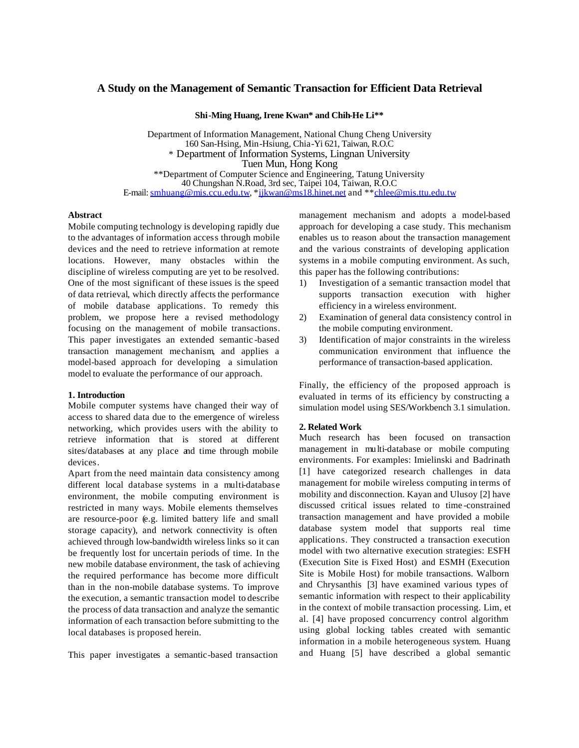# A Study on the Management of Semantic Transaction for Efficient Data Retrieval

**Shi-Ming Huang, Irene Kwan* and Chih-He Li****

Department of Information Management, National Chung Cheng University
160 San-Hsing, Min-Hsiung, Chia-Yi 621, Taiwan, R.O.C
* Department of Information Systems, Lingnan University
Tuen Mun, Hong Kong
**Department of Computer Science and Engineering, Tatung University
40 Chungshan N.Road, 3rd sec, Taipei 104, Taiwan, R.O.C
E-mail: smhuang@mis.ccu.edu.tw, *ijkwan@ms18.hinet.net and **chlee@mis.ttu.edu.tw

**Abstract**

Mobile computing technology is developing rapidly due to the advantages of information access through mobile devices and the need to retrieve information at remote locations. However, many obstacles within the discipline of wireless computing are yet to be resolved. One of the most significant of these issues is the speed of data retrieval, which directly affects the performance of mobile database applications. To remedy this problem, we propose here a revised methodology focusing on the management of mobile transactions. This paper investigates an extended semantic-based transaction management mechanism, and applies a model-based approach for developing a simulation model to evaluate the performance of our approach.

## 1. Introduction

Mobile computer systems have changed their way of access to shared data due to the emergence of wireless networking, which provides users with the ability to retrieve information that is stored at different sites/databases at any place and time through mobile devices.

Apart from the need maintain data consistency among different local database systems in a multi-database environment, the mobile computing environment is restricted in many ways. Mobile elements themselves are resource-poor (e.g. limited battery life and small storage capacity), and network connectivity is often achieved through low-bandwidth wireless links so it can be frequently lost for uncertain periods of time. In the new mobile database environment, the task of achieving the required performance has become more difficult than in the non-mobile database systems. To improve the execution, a semantic transaction model to describe the process of data transaction and analyze the semantic information of each transaction before submitting to the local databases is proposed herein.

This paper investigates a semantic-based transaction management mechanism and adopts a model-based approach for developing a case study. This mechanism enables us to reason about the transaction management and the various constraints of developing application systems in a mobile computing environment. As such, this paper has the following contributions:

1) Investigation of a semantic transaction model that supports transaction execution with higher efficiency in a wireless environment.
2) Examination of general data consistency control in the mobile computing environment.
3) Identification of major constraints in the wireless communication environment that influence the performance of transaction-based application.

Finally, the efficiency of the proposed approach is evaluated in terms of its efficiency by constructing a simulation model using SES/Workbench 3.1 simulation.

## 2. Related Work

Much research has been focused on transaction management in multi-database or mobile computing environments. For examples: Imielinski and Badrinath [1] have categorized research challenges in data management for mobile wireless computing in terms of mobility and disconnection. Kayan and Ulusoy [2] have discussed critical issues related to time-constrained transaction management and have provided a mobile database system model that supports real time applications. They constructed a transaction execution model with two alternative execution strategies: ESFH (Execution Site is Fixed Host) and ESMH (Execution Site is Mobile Host) for mobile transactions. Walborn and Chrysanthis [3] have examined various types of semantic information with respect to their applicability in the context of mobile transaction processing. Lim, et al. [4] have proposed concurrency control algorithm using global locking tables created with semantic information in a mobile heterogeneous system. Huang and Huang [5] have described a global semantic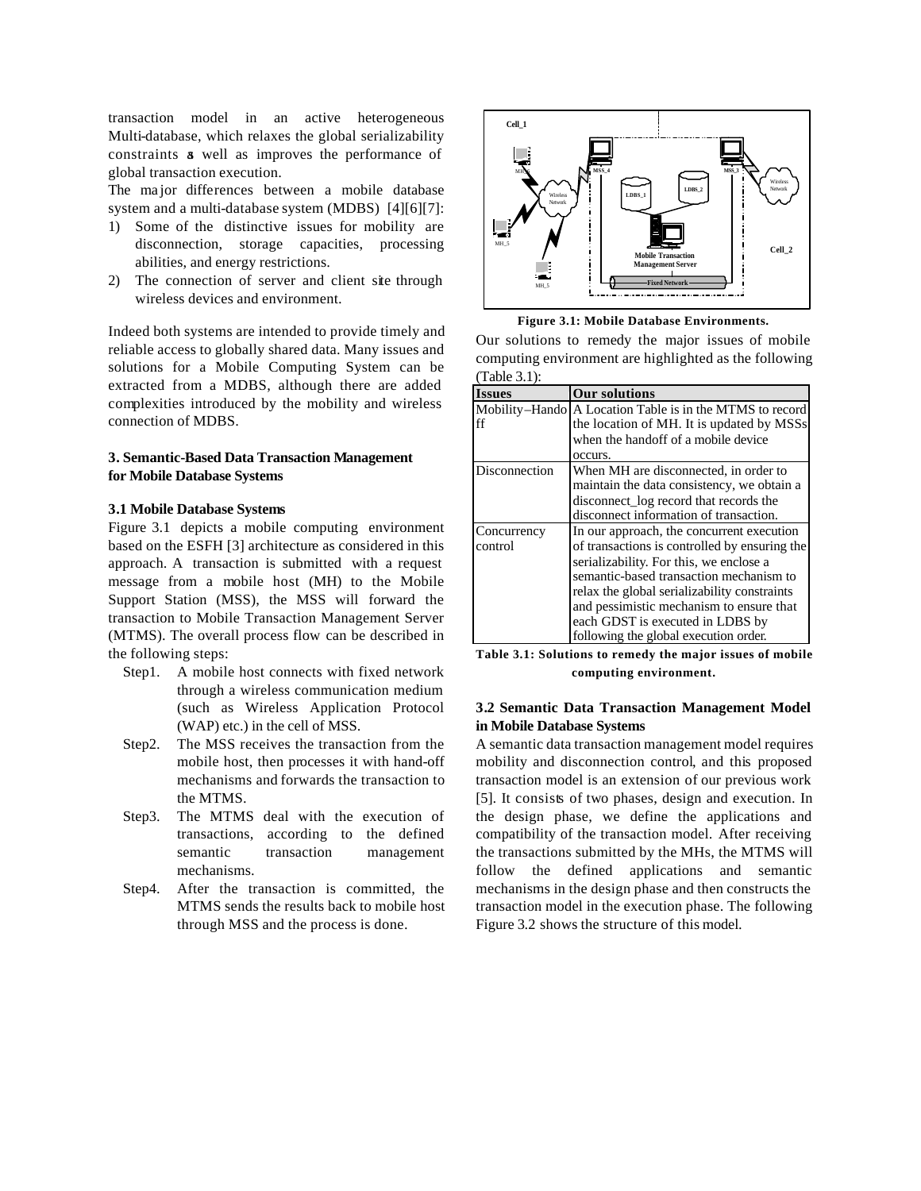transaction model in an active heterogeneous Multi-database, which relaxes the global serializability constraints as well as improves the performance of global transaction execution.

The major differences between a mobile database system and a multi-database system (MDBS) [4][6][7]:

1) Some of the distinctive issues for mobility are disconnection, storage capacities, processing abilities, and energy restrictions.
2) The connection of server and client site through wireless devices and environment.

Indeed both systems are intended to provide timely and reliable access to globally shared data. Many issues and solutions for a Mobile Computing System can be extracted from a MDBS, although there are added complexities introduced by the mobility and wireless connection of MDBS.

### 3. Semantic-Based Data Transaction Management for Mobile Database Systems

#### 3.1 Mobile Database Systems

Figure 3.1 depicts a mobile computing environment based on the ESFH [3] architecture as considered in this approach. A transaction is submitted with a request message from a mobile host (MH) to the Mobile Support Station (MSS), the MSS will forward the transaction to Mobile Transaction Management Server (MTMS). The overall process flow can be described in the following steps:

- Step1. A mobile host connects with fixed network through a wireless communication medium (such as Wireless Application Protocol (WAP) etc.) in the cell of MSS.
- Step2. The MSS receives the transaction from the mobile host, then processes it with hand-off mechanisms and forwards the transaction to the MTMS.
- Step3. The MTMS deal with the execution of transactions, according to the defined semantic transaction management mechanisms.
- Step4. After the transaction is committed, the MTMS sends the results back to mobile host through MSS and the process is done.

**Figure 3.1: Mobile Database Environments.**

Our solutions to remedy the major issues of mobile computing environment are highlighted as the following (Table 3.1):

| Issues | Our solutions |
|---|---|
| Mobility–Handoff | A Location Table is in the MTMS to record the location of MH. It is updated by MSSs when the handoff of a mobile device occurs. |
| Disconnection | When MH are disconnected, in order to maintain the data consistency, we obtain a disconnect_log record that records the disconnect information of transaction. |
| Concurrency control | In our approach, the concurrent execution of transactions is controlled by ensuring the serializability. For this, we enclose a semantic-based transaction mechanism to relax the global serializability constraints and pessimistic mechanism to ensure that each GDST is executed in LDBS by following the global execution order. |

**Table 3.1: Solutions to remedy the major issues of mobile computing environment.**

#### 3.2 Semantic Data Transaction Management Model in Mobile Database Systems

A semantic data transaction management model requires mobility and disconnection control, and this proposed transaction model is an extension of our previous work [5]. It consists of two phases, design and execution. In the design phase, we define the applications and compatibility of the transaction model. After receiving the transactions submitted by the MHs, the MTMS will follow the defined applications and semantic mechanisms in the design phase and then constructs the transaction model in the execution phase. The following Figure 3.2 shows the structure of this model.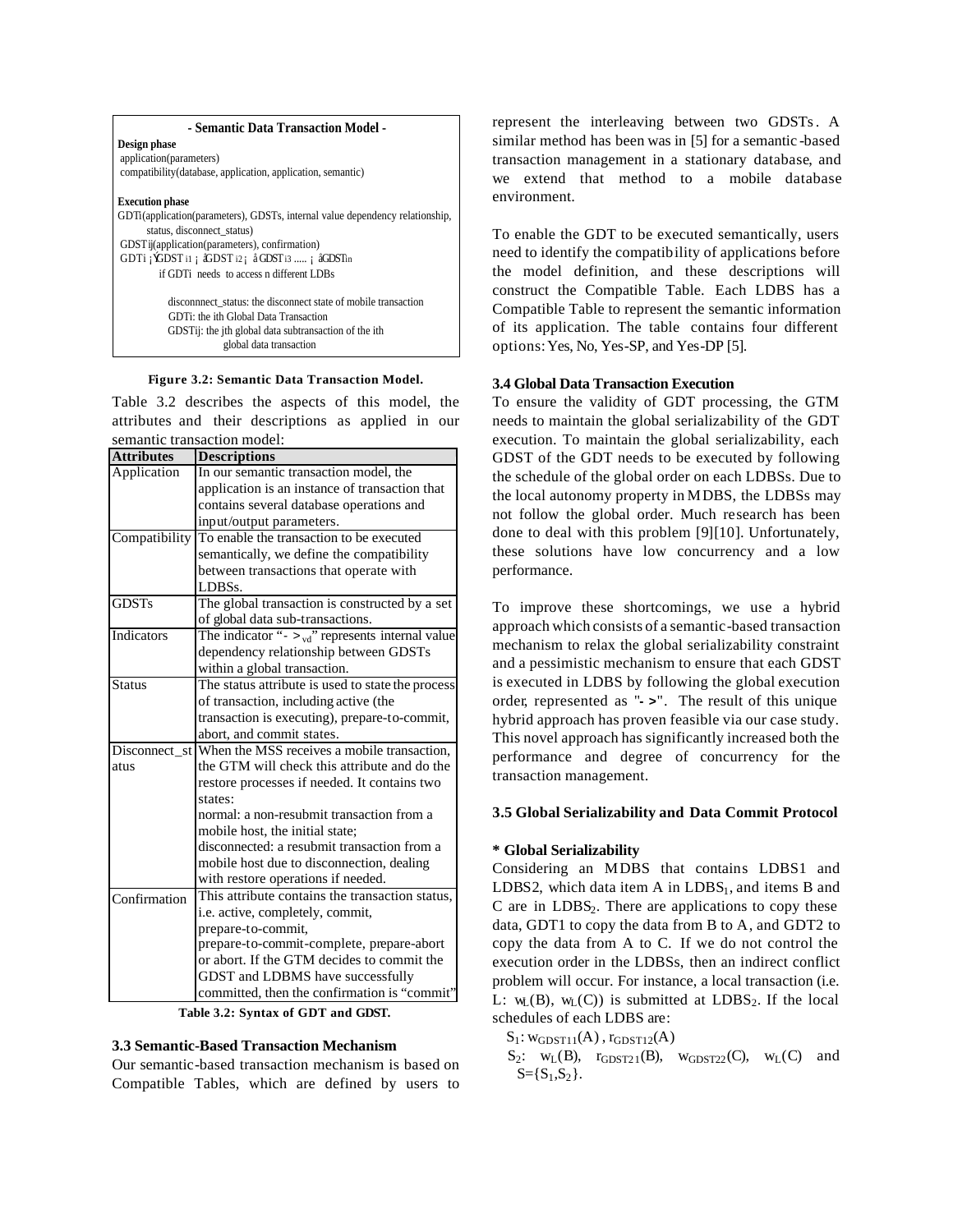**- Semantic Data Transaction Model -**

**Design phase**

application(parameters)

compatibility(database, application, application, semantic)

**Execution phase**

GDTi(application(parameters), GDSTs, internal value dependency relationship, status, disconnect_status)

GDSTij(application(parameters), confirmation)

GDTi ¡ÝGDST i1 ¡ âGDST i2 ¡ âGDST i3 ..... ¡ âGDSTin

if GDTi needs to access n different LDBs

disconnnect_status: the disconnect state of mobile transaction

GDTi: the ith Global Data Transaction

GDSTij: the jth global data subtransaction of the ith global data transaction

**Figure 3.2: Semantic Data Transaction Model.**

Table 3.2 describes the aspects of this model, the attributes and their descriptions as applied in our semantic transaction model:

| Attributes | Descriptions |
|---|---|
| Application | In our semantic transaction model, the application is an instance of transaction that contains several database operations and input/output parameters. |
| Compatibility | To enable the transaction to be executed semantically, we define the compatibility between transactions that operate with LDBSs. |
| GDSTs | The global transaction is constructed by a set of global data sub-transactions. |
| Indicators | The indicator "$->_{vd}$" represents internal value dependency relationship between GDSTs within a global transaction. |
| Status | The status attribute is used to state the process of transaction, including active (the transaction is executing), prepare-to-commit, abort, and commit states. |
| Disconnect_status | When the MSS receives a mobile transaction, the GTM will check this attribute and do the restore processes if needed. It contains two states: normal: a non-resubmit transaction from a mobile host, the initial state; disconnected: a resubmit transaction from a mobile host due to disconnection, dealing with restore operations if needed. |
| Confirmation | This attribute contains the transaction status, i.e. active, completely, commit, prepare-to-commit, prepare-to-commit-complete, prepare-abort or abort. If the GTM decides to commit the GDST and LDBMS have successfully committed, then the confirmation is "commit" |

**Table 3.2: Syntax of GDT and GDST.**

### 3.3 Semantic-Based Transaction Mechanism

Our semantic-based transaction mechanism is based on Compatible Tables, which are defined by users to represent the interleaving between two GDSTs. A similar method has been was in [5] for a semantic-based transaction management in a stationary database, and we extend that method to a mobile database environment.

To enable the GDT to be executed semantically, users need to identify the compatibility of applications before the model definition, and these descriptions will construct the Compatible Table. Each LDBS has a Compatible Table to represent the semantic information of its application. The table contains four different options: Yes, No, Yes-SP, and Yes-DP [5].

### 3.4 Global Data Transaction Execution

To ensure the validity of GDT processing, the GTM needs to maintain the global serializability of the GDT execution. To maintain the global serializability, each GDST of the GDT needs to be executed by following the schedule of the global order on each LDBSs. Due to the local autonomy property in MDBS, the LDBSs may not follow the global order. Much research has been done to deal with this problem [9][10]. Unfortunately, these solutions have low concurrency and a low performance.

To improve these shortcomings, we use a hybrid approach which consists of a semantic-based transaction mechanism to relax the global serializability constraint and a pessimistic mechanism to ensure that each GDST is executed in LDBS by following the global execution order, represented as "**->**". The result of this unique hybrid approach has proven feasible via our case study. This novel approach has significantly increased both the performance and degree of concurrency for the transaction management.

### 3.5 Global Serializability and Data Commit Protocol

**\* Global Serializability**

Considering an MDBS that contains LDBS1 and LDBS2, which data item A in $LDBS_1$, and items B and C are in $LDBS_2$. There are applications to copy these data, GDT1 to copy the data from B to A, and GDT2 to copy the data from A to C. If we do not control the execution order in the LDBSs, then an indirect conflict problem will occur. For instance, a local transaction (i.e. L: $w_L(B)$, $w_L(C)$) is submitted at $LDBS_2$. If the local schedules of each LDBS are:

$S_1$: $w_{GDST11}(A)$, $r_{GDST12}(A)$

$S_2$: $w_L(B)$, $r_{GDST21}(B)$, $w_{GDST22}(C)$, $w_L(C)$ and $S=\{S_1,S_2\}$.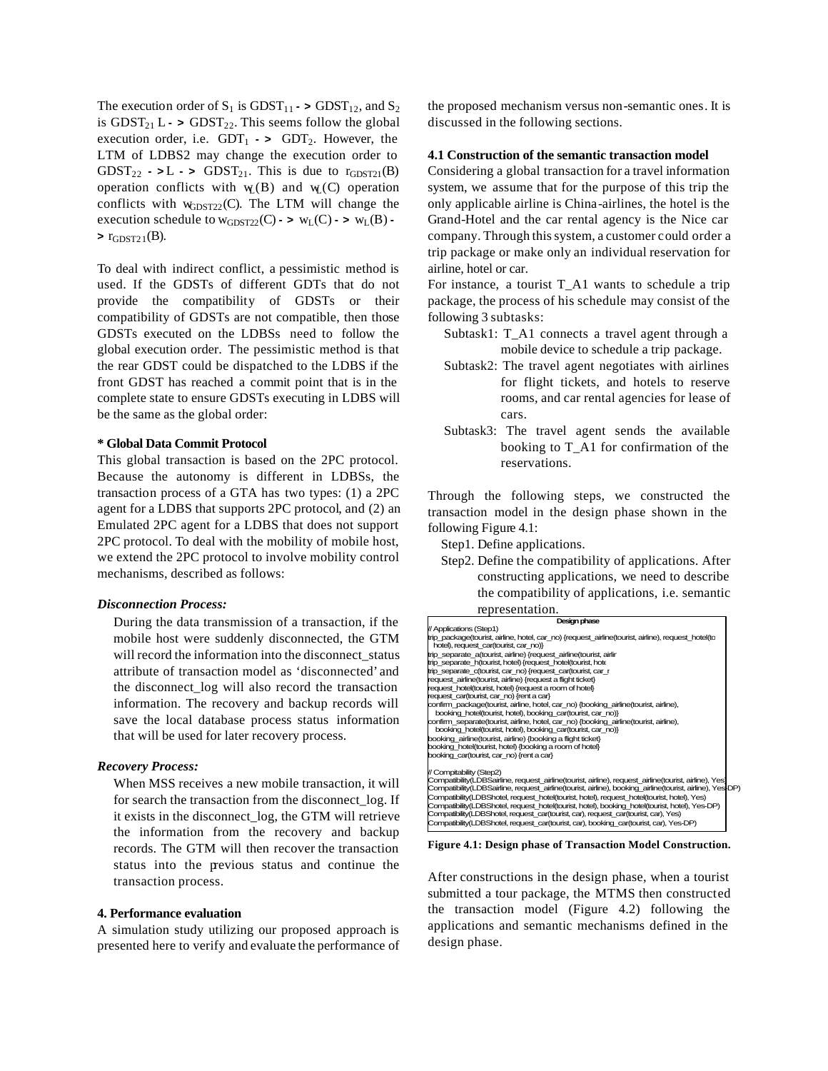The execution order of $S_1$ is $GDST_{11} \rightarrow GDST_{12}$, and $S_2$ is $GDST_{21} \ldots \rightarrow GDST_{22}$. This seems follow the global execution order, i.e. $GDT_1 \rightarrow GDT_2$. However, the LTM of LDBS2 may change the execution order to $GDST_{22} \rightarrow \ldots \rightarrow GDST_{21}$. This is due to $r_{GDST21}(B)$ operation conflicts with $w_L(B)$ and $w_L(C)$ operation conflicts with $w_{GDST22}(C)$. The LTM will change the execution schedule to $w_{GDST22}(C) \rightarrow w_L(C) \rightarrow w_L(B) \rightarrow r_{GDST21}(B)$.

To deal with indirect conflict, a pessimistic method is used. If the GDSTs of different GDTs that do not provide the compatibility of GDSTs or their compatibility of GDSTs are not compatible, then those GDSTs executed on the LDBSs need to follow the global execution order. The pessimistic method is that the rear GDST could be dispatched to the LDBS if the front GDST has reached a commit point that is in the complete state to ensure GDSTs executing in LDBS will be the same as the global order:

**\* Global Data Commit Protocol**

This global transaction is based on the 2PC protocol. Because the autonomy is different in LDBSs, the transaction process of a GTA has two types: (1) a 2PC agent for a LDBS that supports 2PC protocol, and (2) an Emulated 2PC agent for a LDBS that does not support 2PC protocol. To deal with the mobility of mobile host, we extend the 2PC protocol to involve mobility control mechanisms, described as follows:

***Disconnection Process:***

During the data transmission of a transaction, if the mobile host were suddenly disconnected, the GTM will record the information into the disconnect_status attribute of transaction model as 'disconnected' and the disconnect_log will also record the transaction information. The recovery and backup records will save the local database process status information that will be used for later recovery process.

***Recovery Process:***

When MSS receives a new mobile transaction, it will for search the transaction from the disconnect_log. If it exists in the disconnect_log, the GTM will retrieve the information from the recovery and backup records. The GTM will then recover the transaction status into the previous status and continue the transaction process.

## 4. Performance evaluation

A simulation study utilizing our proposed approach is presented here to verify and evaluate the performance of the proposed mechanism versus non-semantic ones. It is discussed in the following sections.

### 4.1 Construction of the semantic transaction model

Considering a global transaction for a travel information system, we assume that for the purpose of this trip the only applicable airline is China-airlines, the hotel is the Grand-Hotel and the car rental agency is the Nice car company. Through this system, a customer could order a trip package or make only an individual reservation for airline, hotel or car.

For instance, a tourist T_A1 wants to schedule a trip package, the process of his schedule may consist of the following 3 subtasks:

- Subtask1: T_A1 connects a travel agent through a mobile device to schedule a trip package.
- Subtask2: The travel agent negotiates with airlines for flight tickets, and hotels to reserve rooms, and car rental agencies for lease of cars.
- Subtask3: The travel agent sends the available booking to T_A1 for confirmation of the reservations.

Through the following steps, we constructed the transaction model in the design phase shown in the following Figure 4.1:

- Step1. Define applications.
- Step2. Define the compatibility of applications. After constructing applications, we need to describe the compatibility of applications, i.e. semantic representation.

```
Design phase
// Applications (Step1)
trip_package(tourist, airline, hotel, car_no) {request_airline(tourist, airline), request_hotel(to
  hotel), request_car(tourist, car_no)}
trip_separate_a(tourist, airline) {request_airline(tourist, airlir
trip_separate_h(tourist, hotel) {request_hotel(tourist, hote
trip_separate_c(tourist, car_no) {request_car(tourist, car_r
request_airline(tourist, airline) {request a flight ticket}
request_hotel(tourist, hotel) {request a room of hotel}
request_car(tourist, car_no) {rent a car}
confirm_package(tourist, airline, hotel, car_no) {booking_airline(tourist, airline),
  booking_hotel(tourist, hotel), booking_car(tourist, car_no)}
confirm_separate(tourist, airline, hotel, car_no) {booking_airline(tourist, airline),
  booking_hotel(tourist, hotel), booking_car(tourist, car_no)}
booking_airline(tourist, airline) {booking a flight ticket}
booking_hotel(tourist, hotel) {booking a room of hotel}
booking_car(tourist, car_no) {rent a car}

// Compitability (Step2)
Compatibility(LDBSairline, request_airline(tourist, airline), request_airline(tourist, airline), Yes)
Compatibility(LDBSairline, request_airline(tourist, airline), booking_airline(tourist, airline), Yes-DP)
Compatibility(LDBShotel, request_hotel(tourist, hotel), request_hotel(tourist, hotel), Yes)
Compatibility(LDBShotel, request_hotel(tourist, hotel), booking_hotel(tourist, hotel), Yes-DP)
Compatibility(LDBShotel, request_car(tourist, car), request_car(tourist, car), Yes)
Compatibility(LDBShotel, request_car(tourist, car), booking_car(tourist, car), Yes-DP)
```

**Figure 4.1: Design phase of Transaction Model Construction.**

After constructions in the design phase, when a tourist submitted a tour package, the MTMS then constructed the transaction model (Figure 4.2) following the applications and semantic mechanisms defined in the design phase.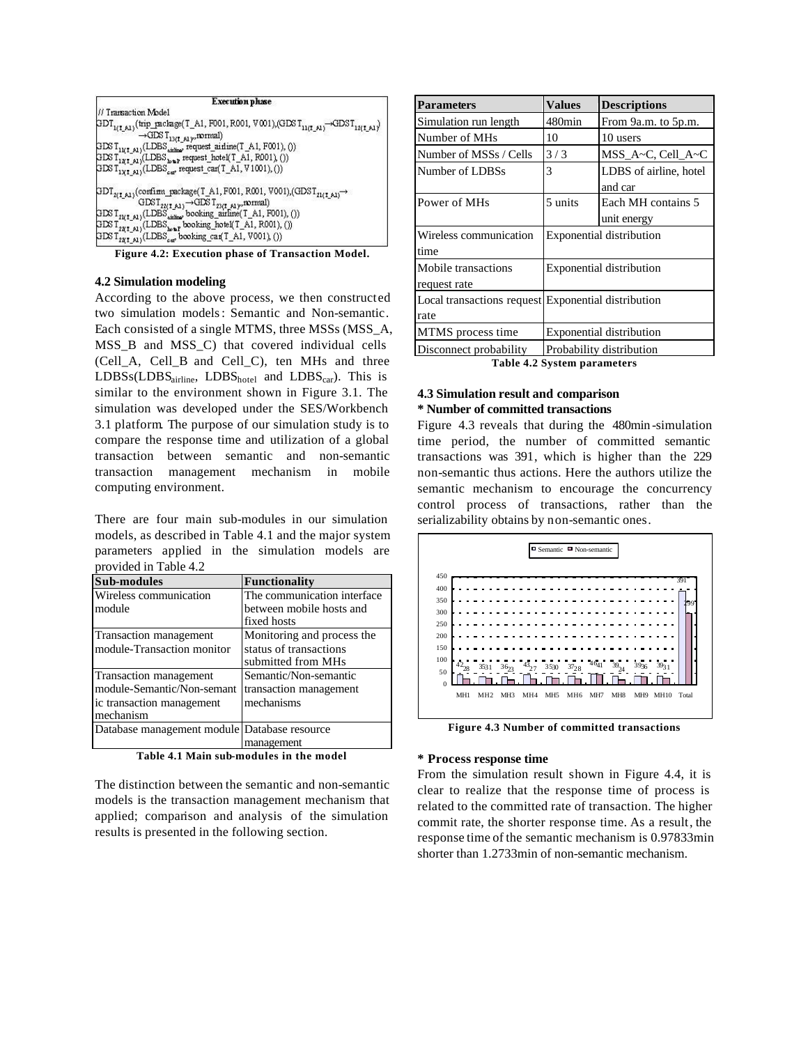**Execution phase**

```
// Transaction Model
GDT_1(T_A1)(trip_package(T_A1, F001, R001, V001),(GDST_11(T_A1)→GDST_12(T_A1)
    →GDST_13(T_A1)),normal)
GDST_11(T_A1)(LDBS_airline, request_airline(T_A1, F001), ())
GDST_12(T_A1)(LDBS_hotel, request_hotel(T_A1, R001), ())
GDST_13(T_A1)(LDBS_car, request_car(T_A1, V1001), ())

GDT_2(T_A1)(confirm_package(T_A1, F001, R001, V001),(GDST_21(T_A1)→
    GDST_22(T_A1)→GDST_23(T_A1)),normal)
GDST_21(T_A1)(LDBS_airline, booking_airline(T_A1, F001), ())
GDST_22(T_A1)(LDBS_hotel, booking_hotel(T_A1, R001), ())
GDST_23(T_A1)(LDBS_car, booking_car(T_A1, V001), ())
```

**Figure 4.2: Execution phase of Transaction Model.**

### 4.2 Simulation modeling

According to the above process, we then constructed two simulation models: Semantic and Non-semantic. Each consisted of a single MTMS, three MSSs (MSS_A, MSS_B and MSS_C) that covered individual cells (Cell_A, Cell_B and Cell_C), ten MHs and three LDBSs($LDBS_{airline}$, $LDBS_{hotel}$ and $LDBS_{car}$). This is similar to the environment shown in Figure 3.1. The simulation was developed under the SES/Workbench 3.1 platform. The purpose of our simulation study is to compare the response time and utilization of a global transaction between semantic and non-semantic transaction management mechanism in mobile computing environment.

There are four main sub-modules in our simulation models, as described in Table 4.1 and the major system parameters applied in the simulation models are provided in Table 4.2

| Sub-modules | Functionality |
|---|---|
| Wireless communication module | The communication interface between mobile hosts and fixed hosts |
| Transaction management module-Transaction monitor | Monitoring and process the status of transactions submitted from MHs |
| Transaction management module-Semantic/Non-semantic transaction management mechanism | Semantic/Non-semantic transaction management mechanisms |
| Database management module | Database resource management |

**Table 4.1 Main sub-modules in the model**

The distinction between the semantic and non-semantic models is the transaction management mechanism that applied; comparison and analysis of the simulation results is presented in the following section.

| Parameters | Values | Descriptions |
|---|---|---|
| Simulation run length | 480min | From 9a.m. to 5p.m. |
| Number of MHs | 10 | 10 users |
| Number of MSSs / Cells | 3 / 3 | MSS_A~C, Cell_A~C |
| Number of LDBSs | 3 | LDBS of airline, hotel and car |
| Power of MHs | 5 units | Each MH contains 5 unit energy |
| Wireless communication time | Exponential distribution | |
| Mobile transactions request rate | Exponential distribution | |
| Local transactions request rate | Exponential distribution | |
| MTMS process time | Exponential distribution | |
| Disconnect probability | Probability distribution | |

**Table 4.2 System parameters**

### 4.3 Simulation result and comparison

**\* Number of committed transactions**

Figure 4.3 reveals that during the 480min-simulation time period, the number of committed semantic transactions was 391, which is higher than the 229 non-semantic thus actions. Here the authors utilize the semantic mechanism to encourage the concurrency control process of transactions, rather than the serializability obtains by non-semantic ones.

| | MH1 | MH2 | MH3 | MH4 | MH5 | MH6 | MH7 | MH8 | MH9 | MH10 | Total |
|---|---|---|---|---|---|---|---|---|---|---|---|
| Semantic | 42 | 35 | 36 | 43 | 35 | 37 | 46 | 38 | 39 | 39 | 391 |
| Non-semantic | 28 | 31 | 23 | 27 | 30 | 28 | 41 | 24 | 36 | 31 | 299 |

**Figure 4.3 Number of committed transactions**

**\* Process response time**

From the simulation result shown in Figure 4.4, it is clear to realize that the response time of process is related to the committed rate of transaction. The higher commit rate, the shorter response time. As a result, the response time of the semantic mechanism is 0.97833min shorter than 1.2733min of non-semantic mechanism.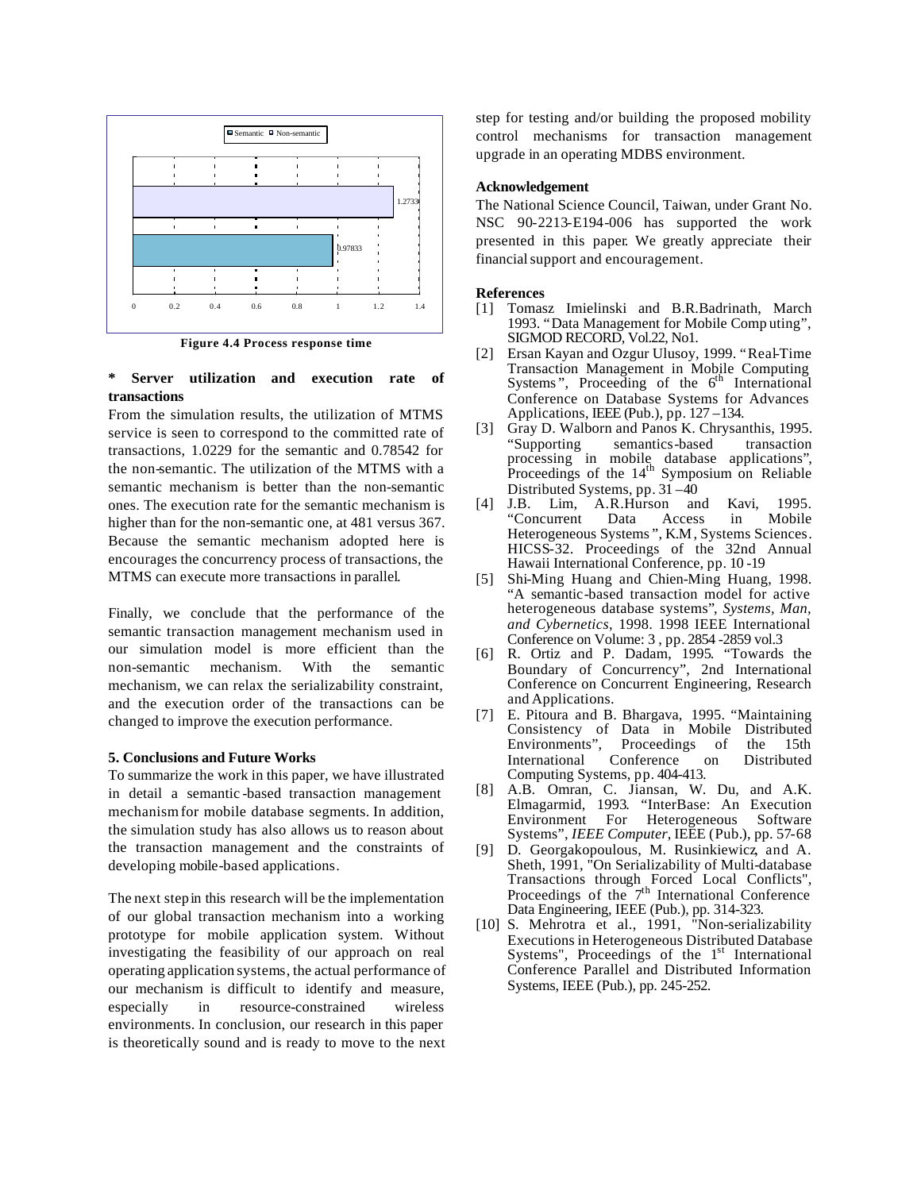Semantic Non-semantic

1.2733

0.97833

0 0.2 0.4 0.6 0.8 1 1.2 1.4

**Figure 4.4 Process response time**

**\* Server utilization and execution rate of transactions**

From the simulation results, the utilization of MTMS service is seen to correspond to the committed rate of transactions, 1.0229 for the semantic and 0.78542 for the non-semantic. The utilization of the MTMS with a semantic mechanism is better than the non-semantic ones. The execution rate for the semantic mechanism is higher than for the non-semantic one, at 481 versus 367. Because the semantic mechanism adopted here is encourages the concurrency process of transactions, the MTMS can execute more transactions in parallel.

Finally, we conclude that the performance of the semantic transaction management mechanism used in our simulation model is more efficient than the non-semantic mechanism. With the semantic mechanism, we can relax the serializability constraint, and the execution order of the transactions can be changed to improve the execution performance.

## 5. Conclusions and Future Works

To summarize the work in this paper, we have illustrated in detail a semantic-based transaction management mechanism for mobile database segments. In addition, the simulation study has also allows us to reason about the transaction management and the constraints of developing mobile-based applications.

The next step in this research will be the implementation of our global transaction mechanism into a working prototype for mobile application system. Without investigating the feasibility of our approach on real operating application systems, the actual performance of our mechanism is difficult to identify and measure, especially in resource-constrained wireless environments. In conclusion, our research in this paper is theoretically sound and is ready to move to the next step for testing and/or building the proposed mobility control mechanisms for transaction management upgrade in an operating MDBS environment.

## Acknowledgement

The National Science Council, Taiwan, under Grant No. NSC 90-2213-E194-006 has supported the work presented in this paper. We greatly appreciate their financial support and encouragement.

## References

[1] Tomasz Imielinski and B.R.Badrinath, March 1993. "Data Management for Mobile Computing", SIGMOD RECORD, Vol.22, No1.

[2] Ersan Kayan and Ozgur Ulusoy, 1999. "Real-Time Transaction Management in Mobile Computing Systems", Proceeding of the 6th International Conference on Database Systems for Advances Applications, IEEE (Pub.), pp. 127–134.

[3] Gray D. Walborn and Panos K. Chrysanthis, 1995. "Supporting semantics-based transaction processing in mobile database applications", Proceedings of the 14th Symposium on Reliable Distributed Systems, pp. 31–40

[4] J.B. Lim, A.R.Hurson and Kavi, 1995. "Concurrent Data Access in Mobile Heterogeneous Systems", K.M, Systems Sciences. HICSS-32. Proceedings of the 32nd Annual Hawaii International Conference, pp. 10-19

[5] Shi-Ming Huang and Chien-Ming Huang, 1998. "A semantic-based transaction model for active heterogeneous database systems", *Systems, Man, and Cybernetics*, 1998. 1998 IEEE International Conference on Volume: 3, pp. 2854-2859 vol.3

[6] R. Ortiz and P. Dadam, 1995. "Towards the Boundary of Concurrency", 2nd International Conference on Concurrent Engineering, Research and Applications.

[7] E. Pitoura and B. Bhargava, 1995. "Maintaining Consistency of Data in Mobile Distributed Environments", Proceedings of the 15th International Conference on Distributed Computing Systems, pp. 404-413.

[8] A.B. Omran, C. Jiansan, W. Du, and A.K. Elmagarmid, 1993. "InterBase: An Execution Environment For Heterogeneous Software Systems", *IEEE Computer*, IEEE (Pub.), pp. 57-68

[9] D. Georgakopoulous, M. Rusinkiewicz, and A. Sheth, 1991, "On Serializability of Multi-database Transactions through Forced Local Conflicts", Proceedings of the 7th International Conference Data Engineering, IEEE (Pub.), pp. 314-323.

[10] S. Mehrotra et al., 1991, "Non-serializability Executions in Heterogeneous Distributed Database Systems", Proceedings of the 1st International Conference Parallel and Distributed Information Systems, IEEE (Pub.), pp. 245-252.